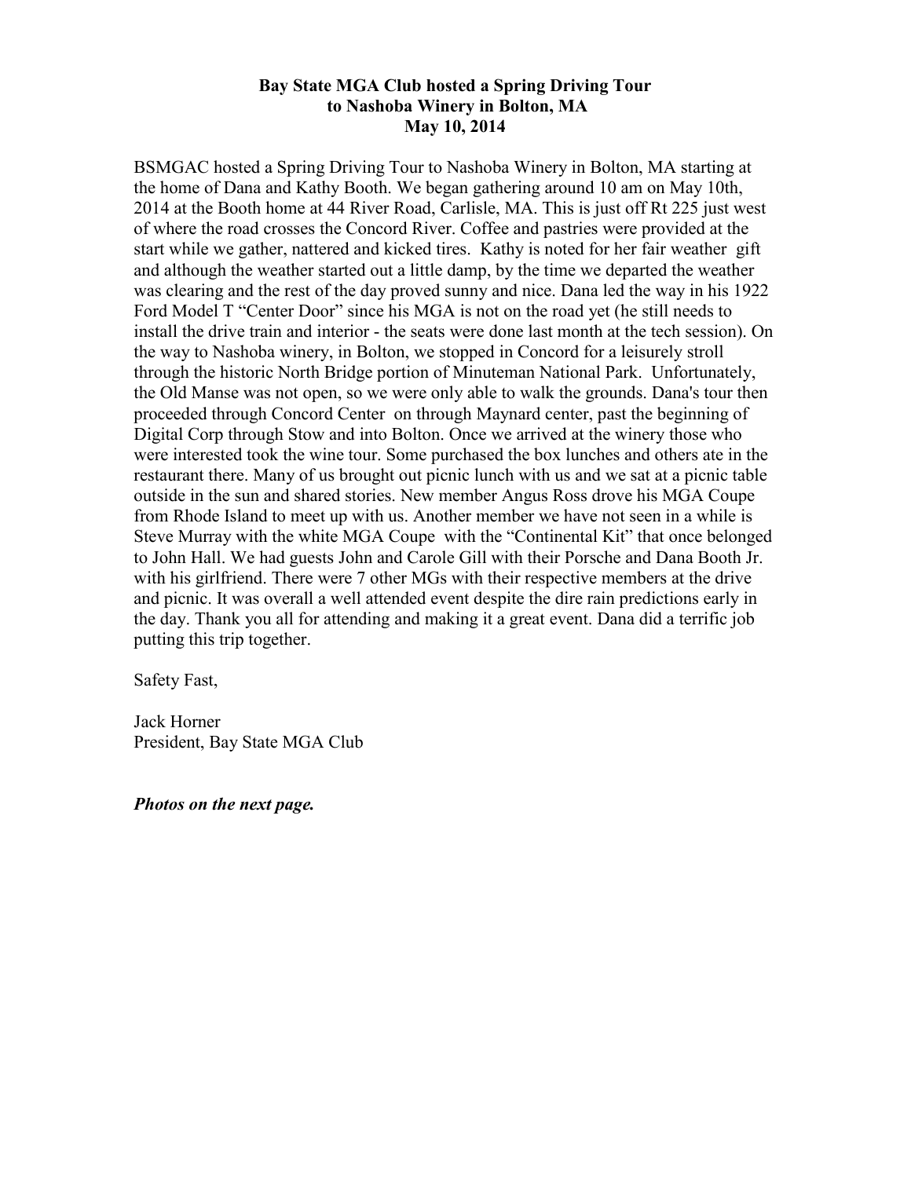**Bay State MGA Club hosted a Spring Driving Tour to Nashoba Winery in Bolton, MA May 10, 2014**

BSMGAC hosted a Spring Driving Tour to Nashoba Winery in Bolton, MA starting at the home of Dana and Kathy Booth. We began gathering around 10 am on May 10th, 2014 at the Booth home at 44 River Road, Carlisle, MA. This is just off Rt 225 just west of where the road crosses the Concord River. Coffee and pastries were provided at the start while we gather, nattered and kicked tires. Kathy is noted for her fair weather gift and although the weather started out a little damp, by the time we departed the weather was clearing and the rest of the day proved sunny and nice. Dana led the way in his 1922 Ford Model T "Center Door" since his MGA is not on the road yet (he still needs to install the drive train and interior - the seats were done last month at the tech session). On the way to Nashoba winery, in Bolton, we stopped in Concord for a leisurely stroll through the historic North Bridge portion of Minuteman National Park. Unfortunately, the Old Manse was not open, so we were only able to walk the grounds. Dana's tour then proceeded through Concord Center on through Maynard center, past the beginning of Digital Corp through Stow and into Bolton. Once we arrived at the winery those who were interested took the wine tour. Some purchased the box lunches and others ate in the restaurant there. Many of us brought out picnic lunch with us and we sat at a picnic table outside in the sun and shared stories. New member Angus Ross drove his MGA Coupe from Rhode Island to meet up with us. Another member we have not seen in a while is Steve Murray with the white MGA Coupe with the "Continental Kit" that once belonged to John Hall. We had guests John and Carole Gill with their Porsche and Dana Booth Jr. with his girlfriend. There were 7 other MGs with their respective members at the drive and picnic. It was overall a well attended event despite the dire rain predictions early in the day. Thank you all for attending and making it a great event. Dana did a terrific job putting this trip together.

Safety Fast,

Jack Horner
President, Bay State MGA Club

***Photos on the next page.***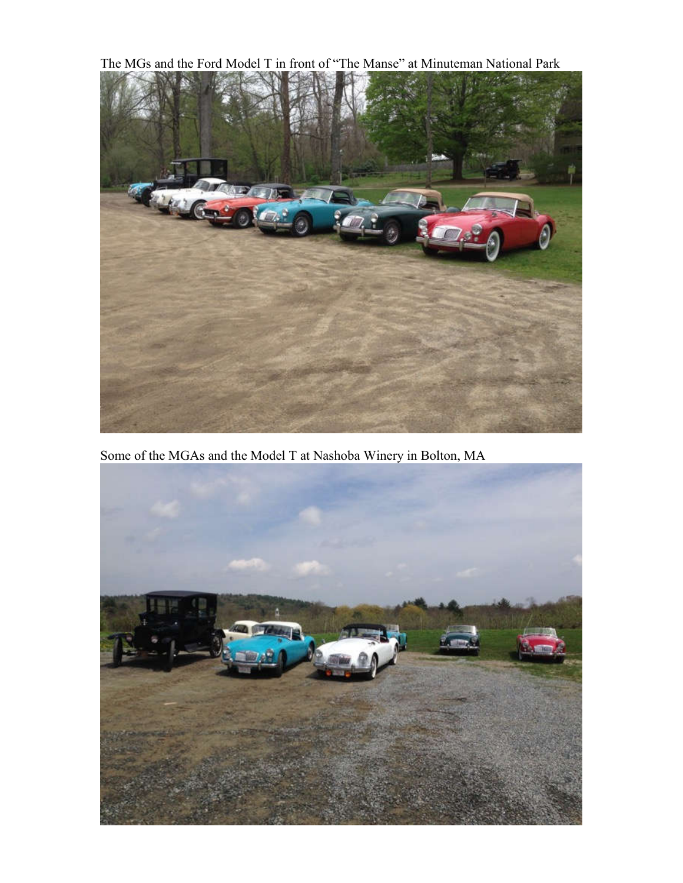The MGs and the Ford Model T in front of "The Manse" at Minuteman National Park

Some of the MGAs and the Model T at Nashoba Winery in Bolton, MA